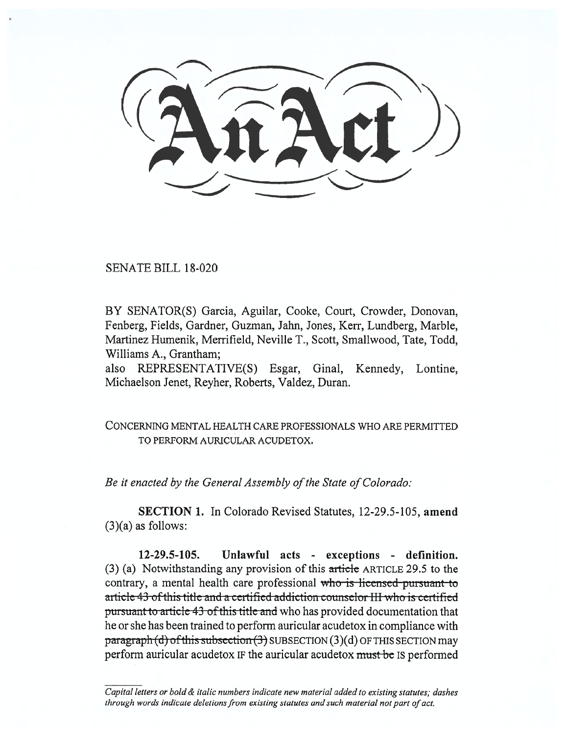# An Act

SENATE BILL 18-020

BY SENATOR(S) Garcia, Aguilar, Cooke, Court, Crowder, Donovan, Fenberg, Fields, Gardner, Guzman, Jahn, Jones, Kerr, Lundberg, Marble, Martinez Humenik, Merrifield, Neville T., Scott, Smallwood, Tate, Todd, Williams A., Grantham;

also REPRESENTATIVE(S) Esgar, Ginal, Kennedy, Lontine, Michaelson Jenet, Reyher, Roberts, Valdez, Duran.

CONCERNING MENTAL HEALTH CARE PROFESSIONALS WHO ARE PERMITTED TO PERFORM AURICULAR ACUDETOX.

*Be it enacted by the General Assembly of the State of Colorado:*

**SECTION 1.** In Colorado Revised Statutes, 12-29.5-105, **amend** (3)(a) as follows:

**12-29.5-105. Unlawful acts - exceptions - definition.** (3) (a) Notwithstanding any provision of this ~~article~~ ARTICLE 29.5 to the contrary, a mental health care professional ~~who is licensed pursuant to article 43 of this title and a certified addiction counselor III who is certified pursuant to article 43 of this title and~~ who has provided documentation that he or she has been trained to perform auricular acudetox in compliance with ~~paragraph (d) of this subsection (3)~~ SUBSECTION (3)(d) OF THIS SECTION may perform auricular acudetox IF the auricular acudetox ~~must be~~ IS performed

*Capital letters or bold & italic numbers indicate new material added to existing statutes; dashes through words indicate deletions from existing statutes and such material not part of act.*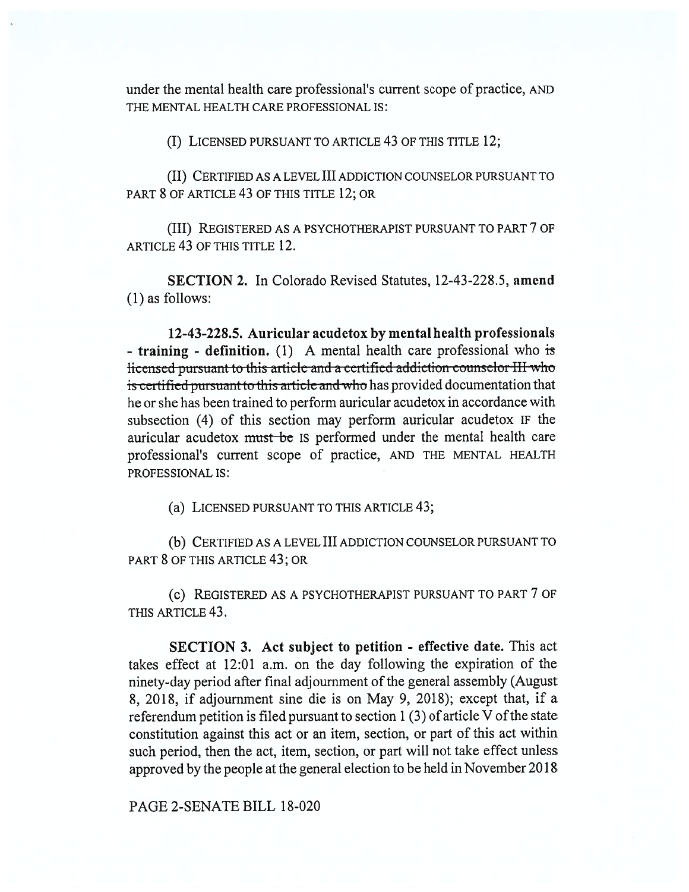under the mental health care professional's current scope of practice, AND THE MENTAL HEALTH CARE PROFESSIONAL IS:

(I) LICENSED PURSUANT TO ARTICLE 43 OF THIS TITLE 12;

(II) CERTIFIED AS A LEVEL III ADDICTION COUNSELOR PURSUANT TO PART 8 OF ARTICLE 43 OF THIS TITLE 12; OR

(III) REGISTERED AS A PSYCHOTHERAPIST PURSUANT TO PART 7 OF ARTICLE 43 OF THIS TITLE 12.

**SECTION 2.** In Colorado Revised Statutes, 12-43-228.5, **amend** (1) as follows:

**12-43-228.5. Auricular acudetox by mental health professionals - training - definition.** (1) A mental health care professional who ~~is licensed pursuant to this article and a certified addiction counselor III who is certified pursuant to this article and who~~ has provided documentation that he or she has been trained to perform auricular acudetox in accordance with subsection (4) of this section may perform auricular acudetox IF the auricular acudetox ~~must be~~ IS performed under the mental health care professional's current scope of practice, AND THE MENTAL HEALTH PROFESSIONAL IS:

(a) LICENSED PURSUANT TO THIS ARTICLE 43;

(b) CERTIFIED AS A LEVEL III ADDICTION COUNSELOR PURSUANT TO PART 8 OF THIS ARTICLE 43; OR

(c) REGISTERED AS A PSYCHOTHERAPIST PURSUANT TO PART 7 OF THIS ARTICLE 43.

**SECTION 3. Act subject to petition - effective date.** This act takes effect at 12:01 a.m. on the day following the expiration of the ninety-day period after final adjournment of the general assembly (August 8, 2018, if adjournment sine die is on May 9, 2018); except that, if a referendum petition is filed pursuant to section 1 (3) of article V of the state constitution against this act or an item, section, or part of this act within such period, then the act, item, section, or part will not take effect unless approved by the people at the general election to be held in November 2018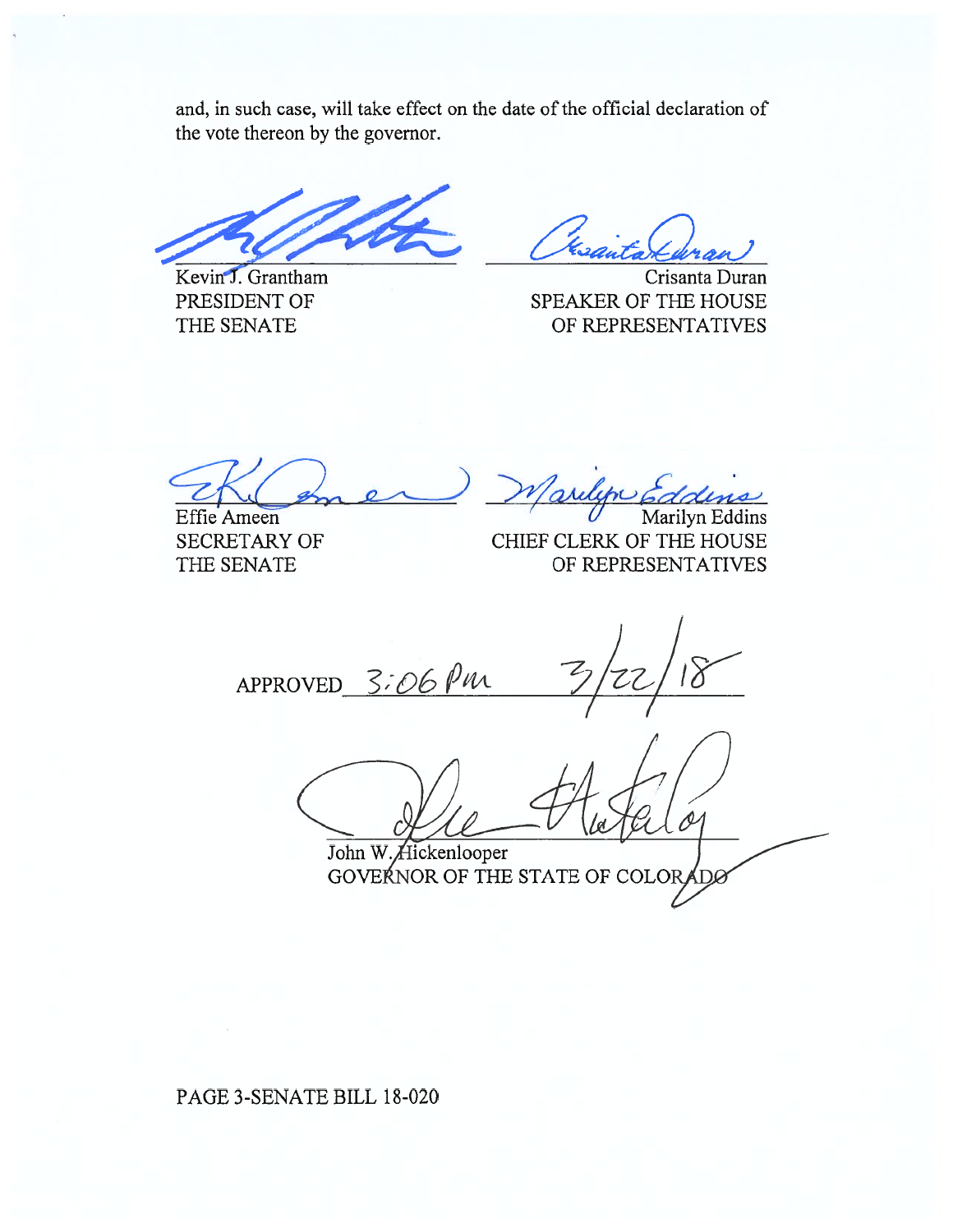and, in such case, will take effect on the date of the official declaration of the vote thereon by the governor.

Kevin J. Grantham
PRESIDENT OF
THE SENATE

Crisanta Duran
SPEAKER OF THE HOUSE
OF REPRESENTATIVES

Effie Ameen
SECRETARY OF
THE SENATE

Marilyn Eddins
CHIEF CLERK OF THE HOUSE
OF REPRESENTATIVES

APPROVED 3:06 PM 3/22/18

John W. Hickenlooper
GOVERNOR OF THE STATE OF COLORADO

PAGE 3-SENATE BILL 18-020